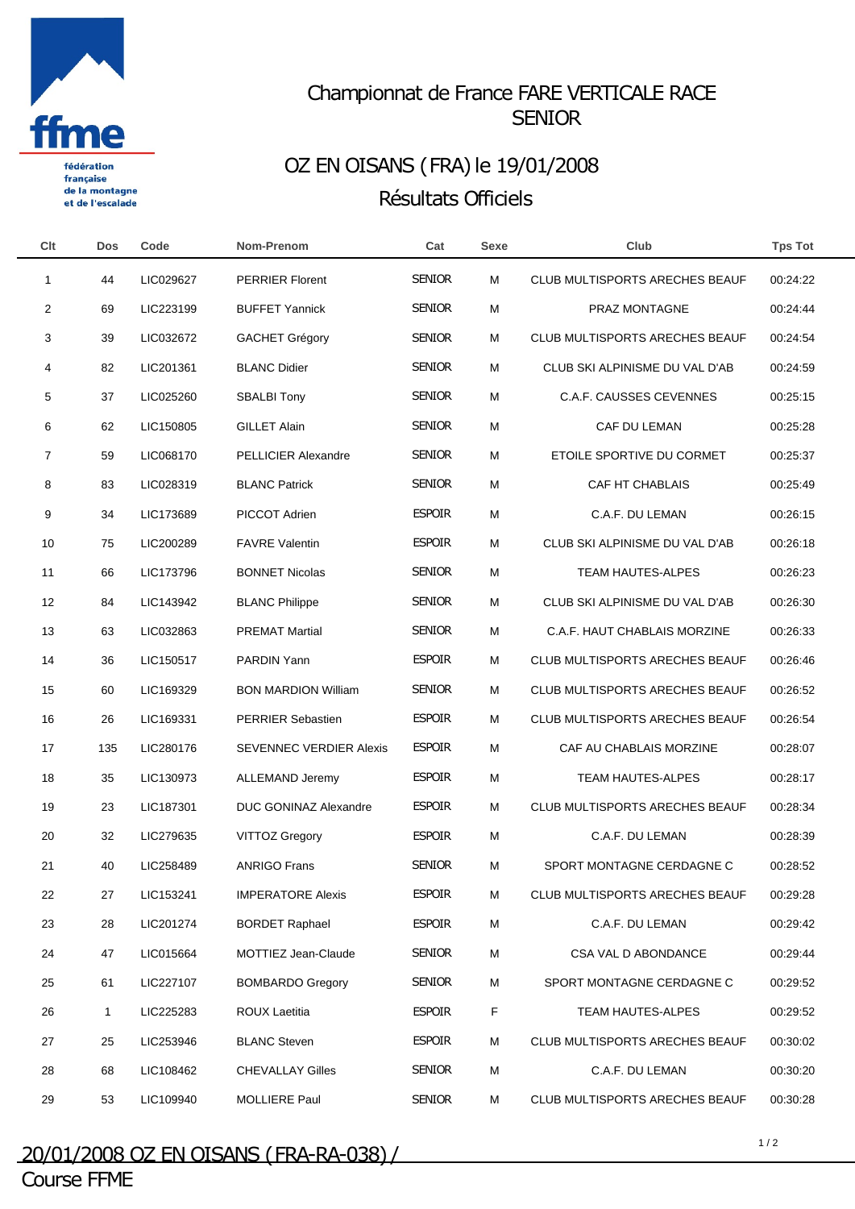ffme

fédération française de la montagne et de l'escalade

# Championnat de France FARE VERTICALE RACE SENIOR

## OZ EN OISANS (FRA) le 19/01/2008

## Résultats Officiels

| Clt | Dos | Code | Nom-Prenom | Cat | Sexe | Club | Tps Tot |
|---|---|---|---|---|---|---|---|
| 1 | 44 | LIC029627 | PERRIER Florent | SENIOR | M | CLUB MULTISPORTS ARECHES BEAUF | 00:24:22 |
| 2 | 69 | LIC223199 | BUFFET Yannick | SENIOR | M | PRAZ MONTAGNE | 00:24:44 |
| 3 | 39 | LIC032672 | GACHET Grégory | SENIOR | M | CLUB MULTISPORTS ARECHES BEAUF | 00:24:54 |
| 4 | 82 | LIC201361 | BLANC Didier | SENIOR | M | CLUB SKI ALPINISME DU VAL D'AB | 00:24:59 |
| 5 | 37 | LIC025260 | SBALBI Tony | SENIOR | M | C.A.F. CAUSSES CEVENNES | 00:25:15 |
| 6 | 62 | LIC150805 | GILLET Alain | SENIOR | M | CAF DU LEMAN | 00:25:28 |
| 7 | 59 | LIC068170 | PELLICIER Alexandre | SENIOR | M | ETOILE SPORTIVE DU CORMET | 00:25:37 |
| 8 | 83 | LIC028319 | BLANC Patrick | SENIOR | M | CAF HT CHABLAIS | 00:25:49 |
| 9 | 34 | LIC173689 | PICCOT Adrien | ESPOIR | M | C.A.F. DU LEMAN | 00:26:15 |
| 10 | 75 | LIC200289 | FAVRE Valentin | ESPOIR | M | CLUB SKI ALPINISME DU VAL D'AB | 00:26:18 |
| 11 | 66 | LIC173796 | BONNET Nicolas | SENIOR | M | TEAM HAUTES-ALPES | 00:26:23 |
| 12 | 84 | LIC143942 | BLANC Philippe | SENIOR | M | CLUB SKI ALPINISME DU VAL D'AB | 00:26:30 |
| 13 | 63 | LIC032863 | PREMAT Martial | SENIOR | M | C.A.F. HAUT CHABLAIS MORZINE | 00:26:33 |
| 14 | 36 | LIC150517 | PARDIN Yann | ESPOIR | M | CLUB MULTISPORTS ARECHES BEAUF | 00:26:46 |
| 15 | 60 | LIC169329 | BON MARDION William | SENIOR | M | CLUB MULTISPORTS ARECHES BEAUF | 00:26:52 |
| 16 | 26 | LIC169331 | PERRIER Sebastien | ESPOIR | M | CLUB MULTISPORTS ARECHES BEAUF | 00:26:54 |
| 17 | 135 | LIC280176 | SEVENNEC VERDIER Alexis | ESPOIR | M | CAF AU CHABLAIS MORZINE | 00:28:07 |
| 18 | 35 | LIC130973 | ALLEMAND Jeremy | ESPOIR | M | TEAM HAUTES-ALPES | 00:28:17 |
| 19 | 23 | LIC187301 | DUC GONINAZ Alexandre | ESPOIR | M | CLUB MULTISPORTS ARECHES BEAUF | 00:28:34 |
| 20 | 32 | LIC279635 | VITTOZ Gregory | ESPOIR | M | C.A.F. DU LEMAN | 00:28:39 |
| 21 | 40 | LIC258489 | ANRIGO Frans | SENIOR | M | SPORT MONTAGNE CERDAGNE C | 00:28:52 |
| 22 | 27 | LIC153241 | IMPERATORE Alexis | ESPOIR | M | CLUB MULTISPORTS ARECHES BEAUF | 00:29:28 |
| 23 | 28 | LIC201274 | BORDET Raphael | ESPOIR | M | C.A.F. DU LEMAN | 00:29:42 |
| 24 | 47 | LIC015664 | MOTTIEZ Jean-Claude | SENIOR | M | CSA VAL D ABONDANCE | 00:29:44 |
| 25 | 61 | LIC227107 | BOMBARDO Gregory | SENIOR | M | SPORT MONTAGNE CERDAGNE C | 00:29:52 |
| 26 | 1 | LIC225283 | ROUX Laetitia | ESPOIR | F | TEAM HAUTES-ALPES | 00:29:52 |
| 27 | 25 | LIC253946 | BLANC Steven | ESPOIR | M | CLUB MULTISPORTS ARECHES BEAUF | 00:30:02 |
| 28 | 68 | LIC108462 | CHEVALLAY Gilles | SENIOR | M | C.A.F. DU LEMAN | 00:30:20 |
| 29 | 53 | LIC109940 | MOLLIERE Paul | SENIOR | M | CLUB MULTISPORTS ARECHES BEAUF | 00:30:28 |

20/01/2008 OZ EN OISANS (FRA-RA-038) /
Course FFME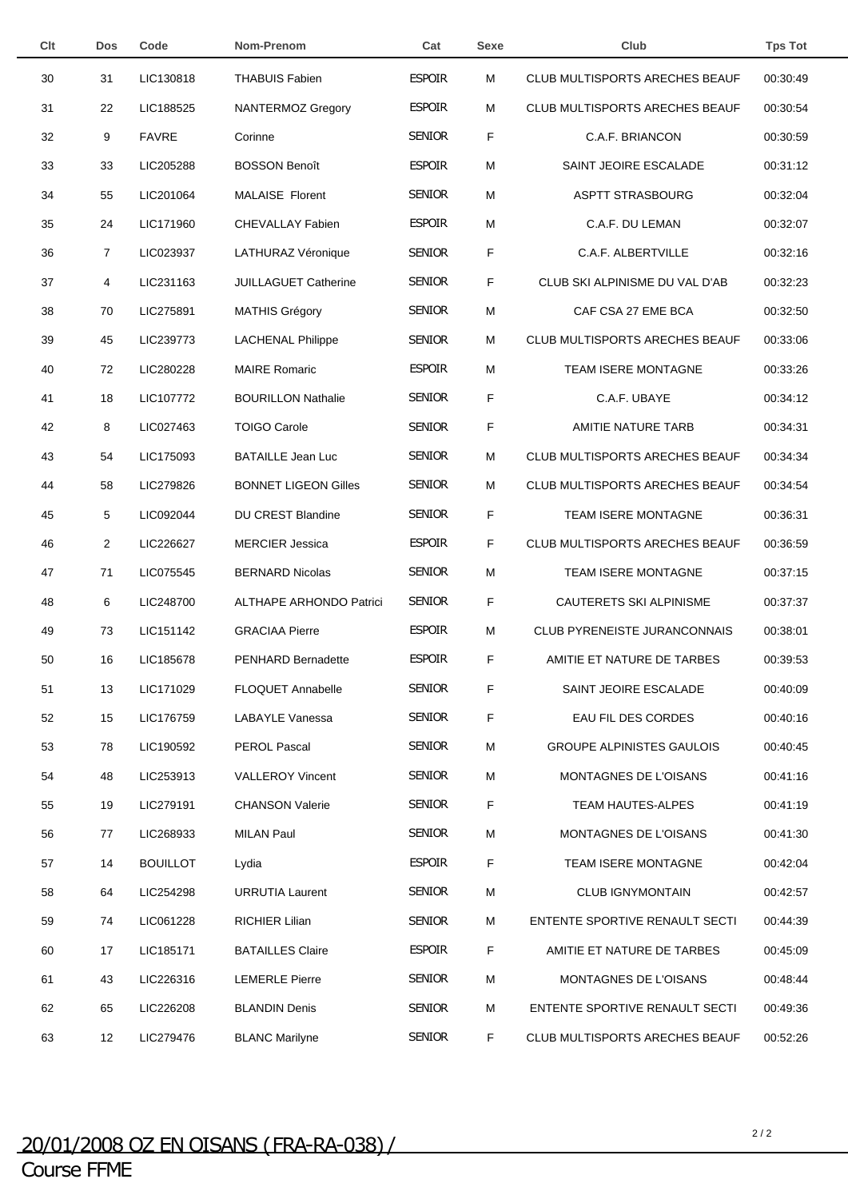| Clt | Dos | Code | Nom-Prenom | Cat | Sexe | Club | Tps Tot |
|---|---|---|---|---|---|---|---|
| 30 | 31 | LIC130818 | THABUIS Fabien | ESPOIR | M | CLUB MULTISPORTS ARECHES BEAUF | 00:30:49 |
| 31 | 22 | LIC188525 | NANTERMOZ Gregory | ESPOIR | M | CLUB MULTISPORTS ARECHES BEAUF | 00:30:54 |
| 32 | 9 | FAVRE | Corinne | SENIOR | F | C.A.F. BRIANCON | 00:30:59 |
| 33 | 33 | LIC205288 | BOSSON Benoît | ESPOIR | M | SAINT JEOIRE ESCALADE | 00:31:12 |
| 34 | 55 | LIC201064 | MALAISE Florent | SENIOR | M | ASPTT STRASBOURG | 00:32:04 |
| 35 | 24 | LIC171960 | CHEVALLAY Fabien | ESPOIR | M | C.A.F. DU LEMAN | 00:32:07 |
| 36 | 7 | LIC023937 | LATHURAZ Véronique | SENIOR | F | C.A.F. ALBERTVILLE | 00:32:16 |
| 37 | 4 | LIC231163 | JUILLAGUET Catherine | SENIOR | F | CLUB SKI ALPINISME DU VAL D'AB | 00:32:23 |
| 38 | 70 | LIC275891 | MATHIS Grégory | SENIOR | M | CAF CSA 27 EME BCA | 00:32:50 |
| 39 | 45 | LIC239773 | LACHENAL Philippe | SENIOR | M | CLUB MULTISPORTS ARECHES BEAUF | 00:33:06 |
| 40 | 72 | LIC280228 | MAIRE Romaric | ESPOIR | M | TEAM ISERE MONTAGNE | 00:33:26 |
| 41 | 18 | LIC107772 | BOURILLON Nathalie | SENIOR | F | C.A.F. UBAYE | 00:34:12 |
| 42 | 8 | LIC027463 | TOIGO Carole | SENIOR | F | AMITIE NATURE TARB | 00:34:31 |
| 43 | 54 | LIC175093 | BATAILLE Jean Luc | SENIOR | M | CLUB MULTISPORTS ARECHES BEAUF | 00:34:34 |
| 44 | 58 | LIC279826 | BONNET LIGEON Gilles | SENIOR | M | CLUB MULTISPORTS ARECHES BEAUF | 00:34:54 |
| 45 | 5 | LIC092044 | DU CREST Blandine | SENIOR | F | TEAM ISERE MONTAGNE | 00:36:31 |
| 46 | 2 | LIC226627 | MERCIER Jessica | ESPOIR | F | CLUB MULTISPORTS ARECHES BEAUF | 00:36:59 |
| 47 | 71 | LIC075545 | BERNARD Nicolas | SENIOR | M | TEAM ISERE MONTAGNE | 00:37:15 |
| 48 | 6 | LIC248700 | ALTHAPE ARHONDO Patrici | SENIOR | F | CAUTERETS SKI ALPINISME | 00:37:37 |
| 49 | 73 | LIC151142 | GRACIAA Pierre | ESPOIR | M | CLUB PYRENEISTE JURANCONNAIS | 00:38:01 |
| 50 | 16 | LIC185678 | PENHARD Bernadette | ESPOIR | F | AMITIE ET NATURE DE TARBES | 00:39:53 |
| 51 | 13 | LIC171029 | FLOQUET Annabelle | SENIOR | F | SAINT JEOIRE ESCALADE | 00:40:09 |
| 52 | 15 | LIC176759 | LABAYLE Vanessa | SENIOR | F | EAU FIL DES CORDES | 00:40:16 |
| 53 | 78 | LIC190592 | PEROL Pascal | SENIOR | M | GROUPE ALPINISTES GAULOIS | 00:40:45 |
| 54 | 48 | LIC253913 | VALLEROY Vincent | SENIOR | M | MONTAGNES DE L'OISANS | 00:41:16 |
| 55 | 19 | LIC279191 | CHANSON Valerie | SENIOR | F | TEAM HAUTES-ALPES | 00:41:19 |
| 56 | 77 | LIC268933 | MILAN Paul | SENIOR | M | MONTAGNES DE L'OISANS | 00:41:30 |
| 57 | 14 | BOUILLOT | Lydia | ESPOIR | F | TEAM ISERE MONTAGNE | 00:42:04 |
| 58 | 64 | LIC254298 | URRUTIA Laurent | SENIOR | M | CLUB IGNYMONTAIN | 00:42:57 |
| 59 | 74 | LIC061228 | RICHIER Lilian | SENIOR | M | ENTENTE SPORTIVE RENAULT SECTI | 00:44:39 |
| 60 | 17 | LIC185171 | BATAILLES Claire | ESPOIR | F | AMITIE ET NATURE DE TARBES | 00:45:09 |
| 61 | 43 | LIC226316 | LEMERLE Pierre | SENIOR | M | MONTAGNES DE L'OISANS | 00:48:44 |
| 62 | 65 | LIC226208 | BLANDIN Denis | SENIOR | M | ENTENTE SPORTIVE RENAULT SECTI | 00:49:36 |
| 63 | 12 | LIC279476 | BLANC Marilyne | SENIOR | F | CLUB MULTISPORTS ARECHES BEAUF | 00:52:26 |